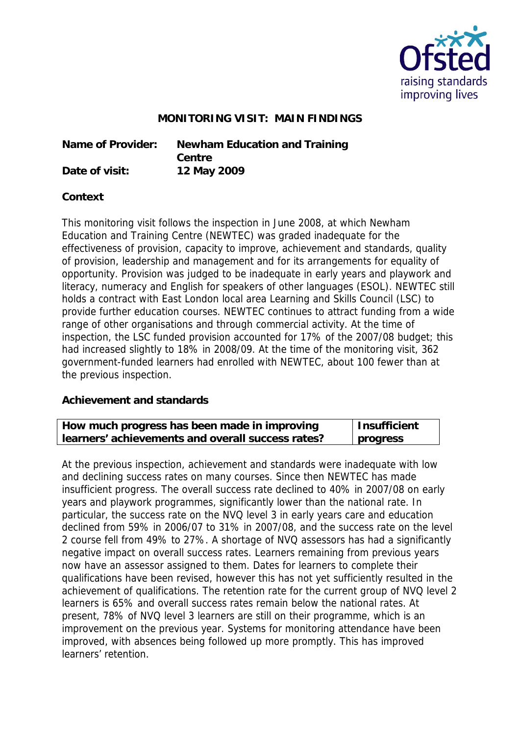## MONITORING VISIT: MAIN FINDINGS

**Name of Provider:** **Newham Education and Training Centre**

**Date of visit:** **12 May 2009**

### Context

This monitoring visit follows the inspection in June 2008, at which Newham Education and Training Centre (NEWTEC) was graded inadequate for the effectiveness of provision, capacity to improve, achievement and standards, quality of provision, leadership and management and for its arrangements for equality of opportunity. Provision was judged to be inadequate in early years and playwork and literacy, numeracy and English for speakers of other languages (ESOL). NEWTEC still holds a contract with East London local area Learning and Skills Council (LSC) to provide further education courses. NEWTEC continues to attract funding from a wide range of other organisations and through commercial activity. At the time of inspection, the LSC funded provision accounted for 17% of the 2007/08 budget; this had increased slightly to 18% in 2008/09. At the time of the monitoring visit, 362 government-funded learners had enrolled with NEWTEC, about 100 fewer than at the previous inspection.

### Achievement and standards

| How much progress has been made in improving learners' achievements and overall success rates? | Insufficient progress |
|---|---|

At the previous inspection, achievement and standards were inadequate with low and declining success rates on many courses. Since then NEWTEC has made insufficient progress. The overall success rate declined to 40% in 2007/08 on early years and playwork programmes, significantly lower than the national rate. In particular, the success rate on the NVQ level 3 in early years care and education declined from 59% in 2006/07 to 31% in 2007/08, and the success rate on the level 2 course fell from 49% to 27%. A shortage of NVQ assessors has had a significantly negative impact on overall success rates. Learners remaining from previous years now have an assessor assigned to them. Dates for learners to complete their qualifications have been revised, however this has not yet sufficiently resulted in the achievement of qualifications. The retention rate for the current group of NVQ level 2 learners is 65% and overall success rates remain below the national rates. At present, 78% of NVQ level 3 learners are still on their programme, which is an improvement on the previous year. Systems for monitoring attendance have been improved, with absences being followed up more promptly. This has improved learners' retention.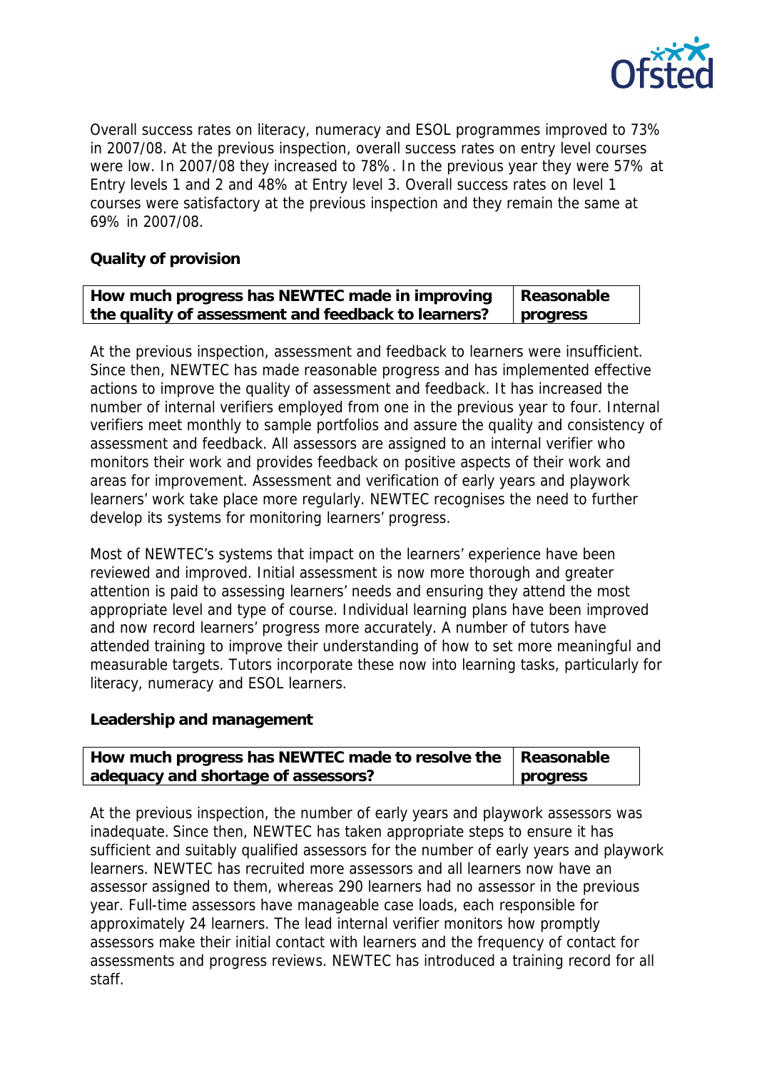Overall success rates on literacy, numeracy and ESOL programmes improved to 73% in 2007/08. At the previous inspection, overall success rates on entry level courses were low. In 2007/08 they increased to 78%. In the previous year they were 57% at Entry levels 1 and 2 and 48% at Entry level 3. Overall success rates on level 1 courses were satisfactory at the previous inspection and they remain the same at 69% in 2007/08.

**Quality of provision**

| How much progress has NEWTEC made in improving the quality of assessment and feedback to learners? | Reasonable progress |
|---|---|

At the previous inspection, assessment and feedback to learners were insufficient. Since then, NEWTEC has made reasonable progress and has implemented effective actions to improve the quality of assessment and feedback. It has increased the number of internal verifiers employed from one in the previous year to four. Internal verifiers meet monthly to sample portfolios and assure the quality and consistency of assessment and feedback. All assessors are assigned to an internal verifier who monitors their work and provides feedback on positive aspects of their work and areas for improvement. Assessment and verification of early years and playwork learners' work take place more regularly. NEWTEC recognises the need to further develop its systems for monitoring learners' progress.

Most of NEWTEC's systems that impact on the learners' experience have been reviewed and improved. Initial assessment is now more thorough and greater attention is paid to assessing learners' needs and ensuring they attend the most appropriate level and type of course. Individual learning plans have been improved and now record learners' progress more accurately. A number of tutors have attended training to improve their understanding of how to set more meaningful and measurable targets. Tutors incorporate these now into learning tasks, particularly for literacy, numeracy and ESOL learners.

**Leadership and management**

| How much progress has NEWTEC made to resolve the adequacy and shortage of assessors? | Reasonable progress |
|---|---|

At the previous inspection, the number of early years and playwork assessors was inadequate. Since then, NEWTEC has taken appropriate steps to ensure it has sufficient and suitably qualified assessors for the number of early years and playwork learners. NEWTEC has recruited more assessors and all learners now have an assessor assigned to them, whereas 290 learners had no assessor in the previous year. Full-time assessors have manageable case loads, each responsible for approximately 24 learners. The lead internal verifier monitors how promptly assessors make their initial contact with learners and the frequency of contact for assessments and progress reviews. NEWTEC has introduced a training record for all staff.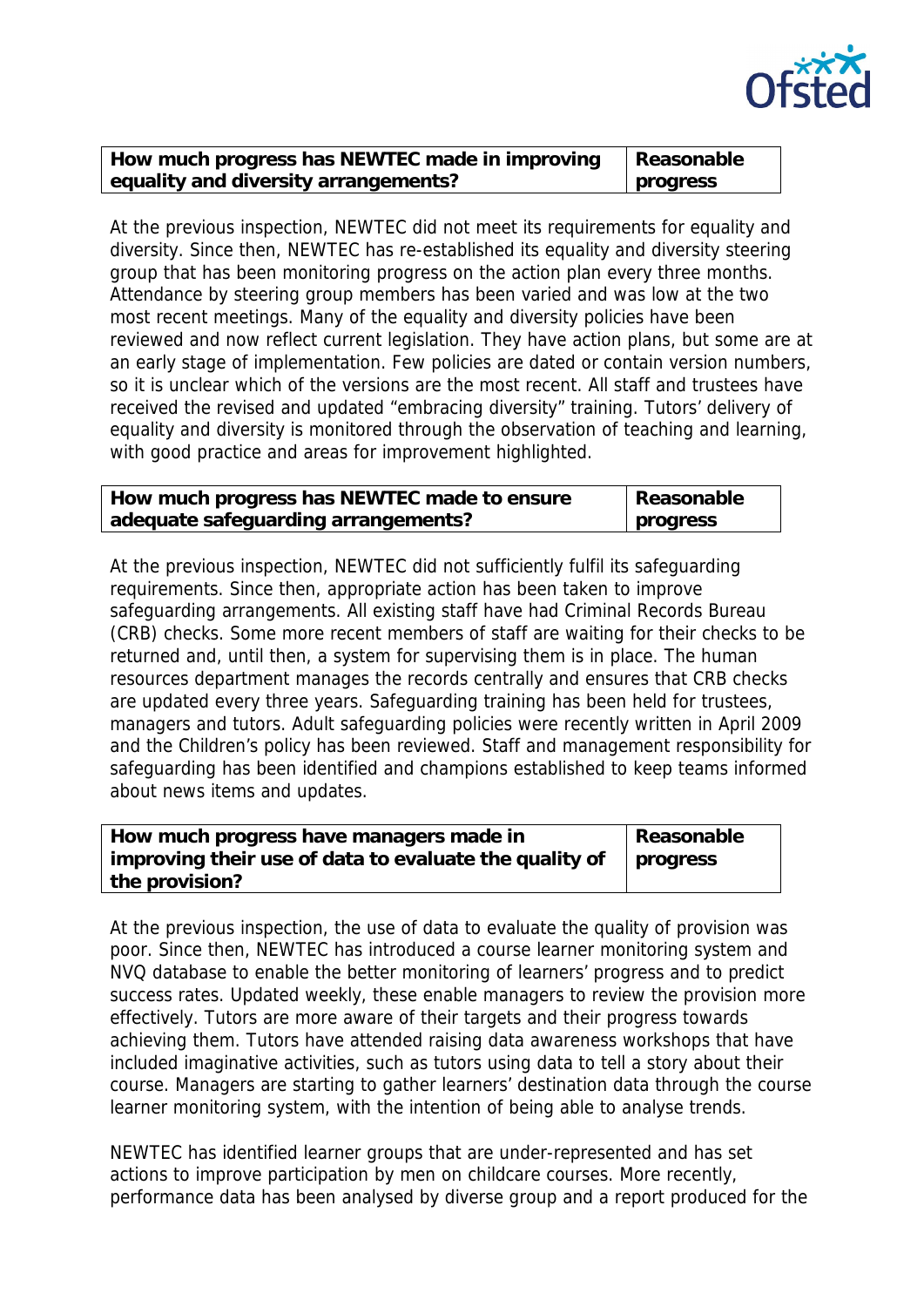| How much progress has NEWTEC made in improving equality and diversity arrangements? | Reasonable progress |
|---|---|

At the previous inspection, NEWTEC did not meet its requirements for equality and diversity. Since then, NEWTEC has re-established its equality and diversity steering group that has been monitoring progress on the action plan every three months. Attendance by steering group members has been varied and was low at the two most recent meetings. Many of the equality and diversity policies have been reviewed and now reflect current legislation. They have action plans, but some are at an early stage of implementation. Few policies are dated or contain version numbers, so it is unclear which of the versions are the most recent. All staff and trustees have received the revised and updated "embracing diversity" training. Tutors' delivery of equality and diversity is monitored through the observation of teaching and learning, with good practice and areas for improvement highlighted.

| How much progress has NEWTEC made to ensure adequate safeguarding arrangements? | Reasonable progress |
|---|---|

At the previous inspection, NEWTEC did not sufficiently fulfil its safeguarding requirements. Since then, appropriate action has been taken to improve safeguarding arrangements. All existing staff have had Criminal Records Bureau (CRB) checks. Some more recent members of staff are waiting for their checks to be returned and, until then, a system for supervising them is in place. The human resources department manages the records centrally and ensures that CRB checks are updated every three years. Safeguarding training has been held for trustees, managers and tutors. Adult safeguarding policies were recently written in April 2009 and the Children's policy has been reviewed. Staff and management responsibility for safeguarding has been identified and champions established to keep teams informed about news items and updates.

| How much progress have managers made in improving their use of data to evaluate the quality of the provision? | Reasonable progress |
|---|---|

At the previous inspection, the use of data to evaluate the quality of provision was poor. Since then, NEWTEC has introduced a course learner monitoring system and NVQ database to enable the better monitoring of learners' progress and to predict success rates. Updated weekly, these enable managers to review the provision more effectively. Tutors are more aware of their targets and their progress towards achieving them. Tutors have attended raising data awareness workshops that have included imaginative activities, such as tutors using data to tell a story about their course. Managers are starting to gather learners' destination data through the course learner monitoring system, with the intention of being able to analyse trends.

NEWTEC has identified learner groups that are under-represented and has set actions to improve participation by men on childcare courses. More recently, performance data has been analysed by diverse group and a report produced for the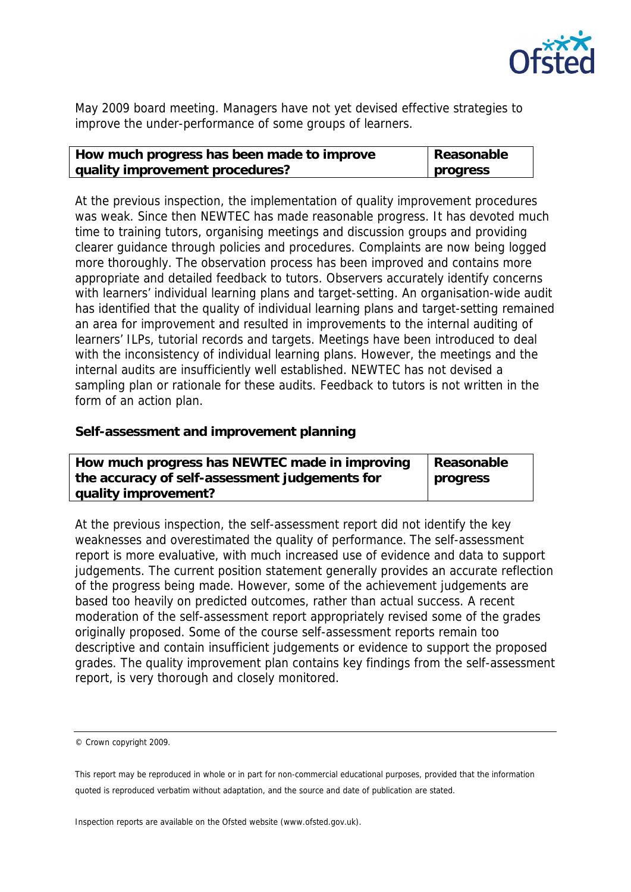May 2009 board meeting. Managers have not yet devised effective strategies to improve the under-performance of some groups of learners.

| | |
|---|---|
| **How much progress has been made to improve quality improvement procedures?** | **Reasonable progress** |

At the previous inspection, the implementation of quality improvement procedures was weak. Since then NEWTEC has made reasonable progress. It has devoted much time to training tutors, organising meetings and discussion groups and providing clearer guidance through policies and procedures. Complaints are now being logged more thoroughly. The observation process has been improved and contains more appropriate and detailed feedback to tutors. Observers accurately identify concerns with learners' individual learning plans and target-setting. An organisation-wide audit has identified that the quality of individual learning plans and target-setting remained an area for improvement and resulted in improvements to the internal auditing of learners' ILPs, tutorial records and targets. Meetings have been introduced to deal with the inconsistency of individual learning plans. However, the meetings and the internal audits are insufficiently well established. NEWTEC has not devised a sampling plan or rationale for these audits. Feedback to tutors is not written in the form of an action plan.

**Self-assessment and improvement planning**

| | |
|---|---|
| **How much progress has NEWTEC made in improving the accuracy of self-assessment judgements for quality improvement?** | **Reasonable progress** |

At the previous inspection, the self-assessment report did not identify the key weaknesses and overestimated the quality of performance. The self-assessment report is more evaluative, with much increased use of evidence and data to support judgements. The current position statement generally provides an accurate reflection of the progress being made. However, some of the achievement judgements are based too heavily on predicted outcomes, rather than actual success. A recent moderation of the self-assessment report appropriately revised some of the grades originally proposed. Some of the course self-assessment reports remain too descriptive and contain insufficient judgements or evidence to support the proposed grades. The quality improvement plan contains key findings from the self-assessment report, is very thorough and closely monitored.

---

© Crown copyright 2009.

This report may be reproduced in whole or in part for non-commercial educational purposes, provided that the information quoted is reproduced verbatim without adaptation, and the source and date of publication are stated.

Inspection reports are available on the Ofsted website (www.ofsted.gov.uk).